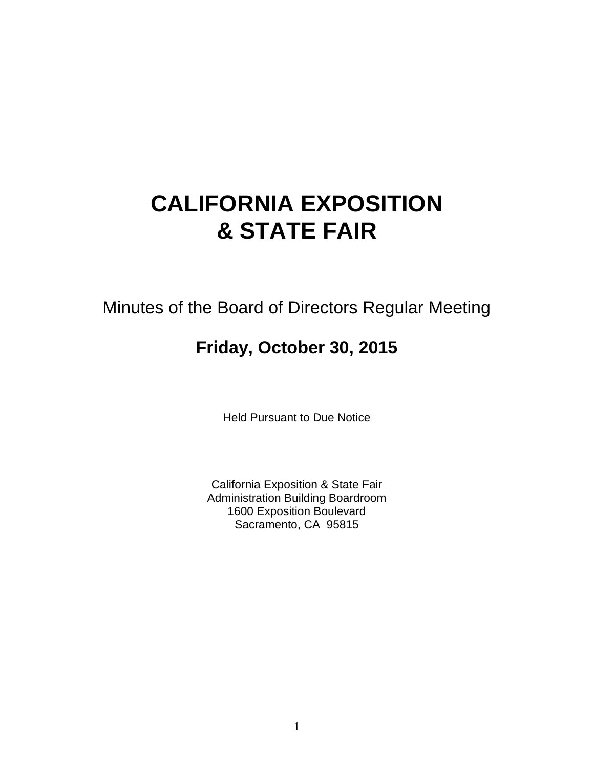# CALIFORNIA EXPOSITION & STATE FAIR

Minutes of the Board of Directors Regular Meeting

**Friday, October 30, 2015**

Held Pursuant to Due Notice

California Exposition & State Fair
Administration Building Boardroom
1600 Exposition Boulevard
Sacramento, CA 95815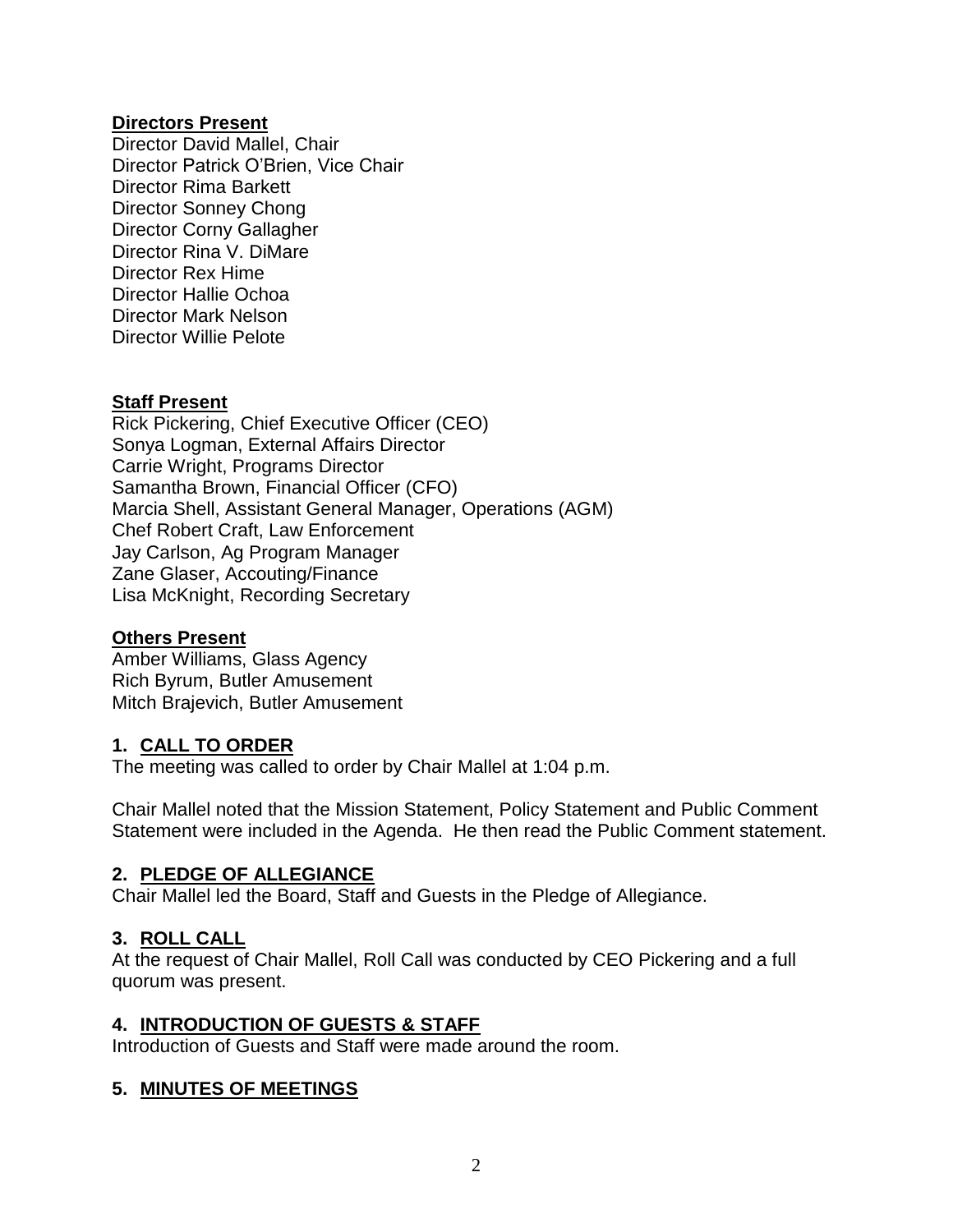**Directors Present**

Director David Mallel, Chair
Director Patrick O'Brien, Vice Chair
Director Rima Barkett
Director Sonney Chong
Director Corny Gallagher
Director Rina V. DiMare
Director Rex Hime
Director Hallie Ochoa
Director Mark Nelson
Director Willie Pelote

**Staff Present**

Rick Pickering, Chief Executive Officer (CEO)
Sonya Logman, External Affairs Director
Carrie Wright, Programs Director
Samantha Brown, Financial Officer (CFO)
Marcia Shell, Assistant General Manager, Operations (AGM)
Chef Robert Craft, Law Enforcement
Jay Carlson, Ag Program Manager
Zane Glaser, Accouting/Finance
Lisa McKnight, Recording Secretary

**Others Present**

Amber Williams, Glass Agency
Rich Byrum, Butler Amusement
Mitch Brajevich, Butler Amusement

## 1. CALL TO ORDER

The meeting was called to order by Chair Mallel at 1:04 p.m.

Chair Mallel noted that the Mission Statement, Policy Statement and Public Comment Statement were included in the Agenda. He then read the Public Comment statement.

## 2. PLEDGE OF ALLEGIANCE

Chair Mallel led the Board, Staff and Guests in the Pledge of Allegiance.

## 3. ROLL CALL

At the request of Chair Mallel, Roll Call was conducted by CEO Pickering and a full quorum was present.

## 4. INTRODUCTION OF GUESTS & STAFF

Introduction of Guests and Staff were made around the room.

## 5. MINUTES OF MEETINGS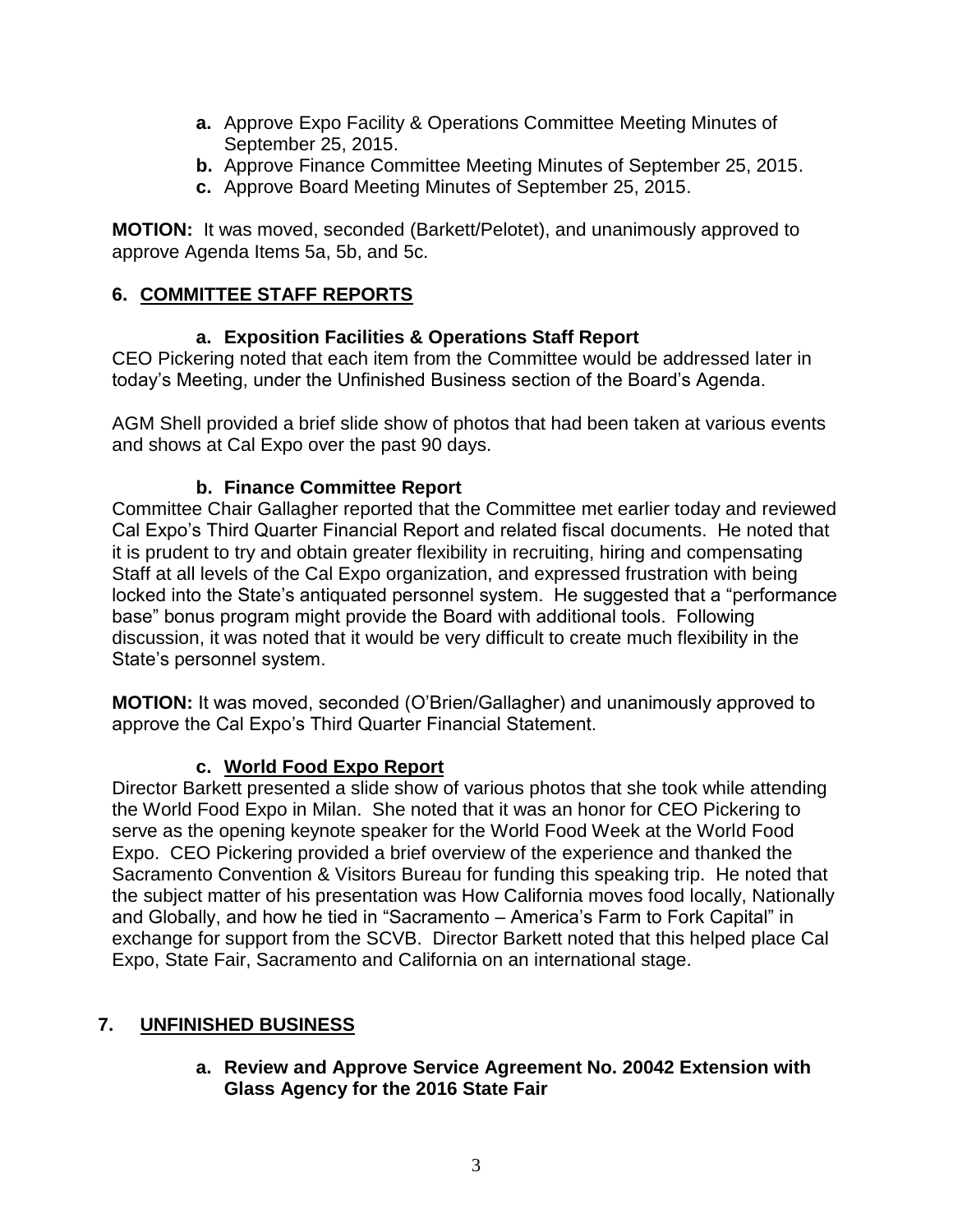- **a.** Approve Expo Facility & Operations Committee Meeting Minutes of September 25, 2015.
- **b.** Approve Finance Committee Meeting Minutes of September 25, 2015.
- **c.** Approve Board Meeting Minutes of September 25, 2015.

**MOTION:** It was moved, seconded (Barkett/Pelotet), and unanimously approved to approve Agenda Items 5a, 5b, and 5c.

## 6. COMMITTEE STAFF REPORTS

### a. Exposition Facilities & Operations Staff Report

CEO Pickering noted that each item from the Committee would be addressed later in today's Meeting, under the Unfinished Business section of the Board's Agenda.

AGM Shell provided a brief slide show of photos that had been taken at various events and shows at Cal Expo over the past 90 days.

### b. Finance Committee Report

Committee Chair Gallagher reported that the Committee met earlier today and reviewed Cal Expo's Third Quarter Financial Report and related fiscal documents. He noted that it is prudent to try and obtain greater flexibility in recruiting, hiring and compensating Staff at all levels of the Cal Expo organization, and expressed frustration with being locked into the State's antiquated personnel system. He suggested that a "performance base" bonus program might provide the Board with additional tools. Following discussion, it was noted that it would be very difficult to create much flexibility in the State's personnel system.

**MOTION:** It was moved, seconded (O'Brien/Gallagher) and unanimously approved to approve the Cal Expo's Third Quarter Financial Statement.

### c. World Food Expo Report

Director Barkett presented a slide show of various photos that she took while attending the World Food Expo in Milan. She noted that it was an honor for CEO Pickering to serve as the opening keynote speaker for the World Food Week at the World Food Expo. CEO Pickering provided a brief overview of the experience and thanked the Sacramento Convention & Visitors Bureau for funding this speaking trip. He noted that the subject matter of his presentation was How California moves food locally, Nationally and Globally, and how he tied in "Sacramento – America's Farm to Fork Capital" in exchange for support from the SCVB. Director Barkett noted that this helped place Cal Expo, State Fair, Sacramento and California on an international stage.

## 7. UNFINISHED BUSINESS

### a. Review and Approve Service Agreement No. 20042 Extension with Glass Agency for the 2016 State Fair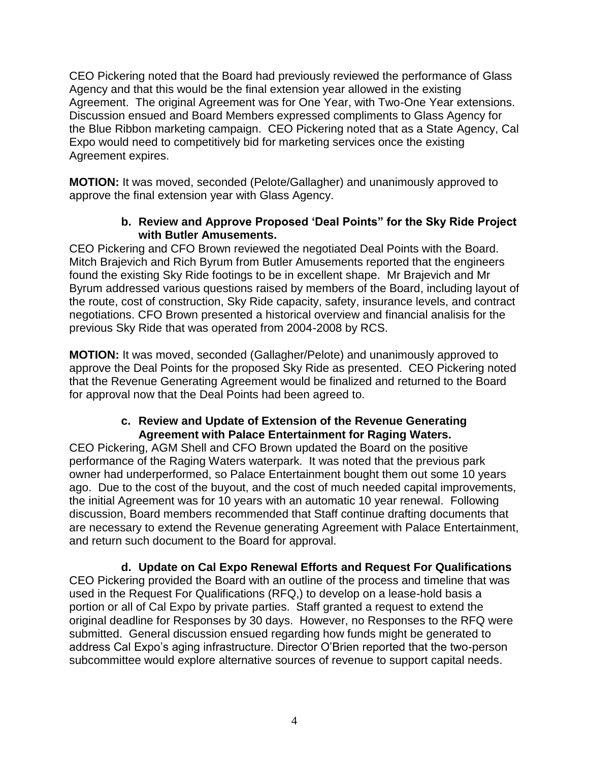CEO Pickering noted that the Board had previously reviewed the performance of Glass Agency and that this would be the final extension year allowed in the existing Agreement. The original Agreement was for One Year, with Two-One Year extensions. Discussion ensued and Board Members expressed compliments to Glass Agency for the Blue Ribbon marketing campaign. CEO Pickering noted that as a State Agency, Cal Expo would need to competitively bid for marketing services once the existing Agreement expires.

**MOTION:** It was moved, seconded (Pelote/Gallagher) and unanimously approved to approve the final extension year with Glass Agency.

**b. Review and Approve Proposed 'Deal Points" for the Sky Ride Project with Butler Amusements.**

CEO Pickering and CFO Brown reviewed the negotiated Deal Points with the Board. Mitch Brajevich and Rich Byrum from Butler Amusements reported that the engineers found the existing Sky Ride footings to be in excellent shape. Mr Brajevich and Mr Byrum addressed various questions raised by members of the Board, including layout of the route, cost of construction, Sky Ride capacity, safety, insurance levels, and contract negotiations. CFO Brown presented a historical overview and financial analisis for the previous Sky Ride that was operated from 2004-2008 by RCS.

**MOTION:** It was moved, seconded (Gallagher/Pelote) and unanimously approved to approve the Deal Points for the proposed Sky Ride as presented. CEO Pickering noted that the Revenue Generating Agreement would be finalized and returned to the Board for approval now that the Deal Points had been agreed to.

**c. Review and Update of Extension of the Revenue Generating Agreement with Palace Entertainment for Raging Waters.**

CEO Pickering, AGM Shell and CFO Brown updated the Board on the positive performance of the Raging Waters waterpark. It was noted that the previous park owner had underperformed, so Palace Entertainment bought them out some 10 years ago. Due to the cost of the buyout, and the cost of much needed capital improvements, the initial Agreement was for 10 years with an automatic 10 year renewal. Following discussion, Board members recommended that Staff continue drafting documents that are necessary to extend the Revenue generating Agreement with Palace Entertainment, and return such document to the Board for approval.

**d. Update on Cal Expo Renewal Efforts and Request For Qualifications**

CEO Pickering provided the Board with an outline of the process and timeline that was used in the Request For Qualifications (RFQ,) to develop on a lease-hold basis a portion or all of Cal Expo by private parties. Staff granted a request to extend the original deadline for Responses by 30 days. However, no Responses to the RFQ were submitted. General discussion ensued regarding how funds might be generated to address Cal Expo's aging infrastructure. Director O'Brien reported that the two-person subcommittee would explore alternative sources of revenue to support capital needs.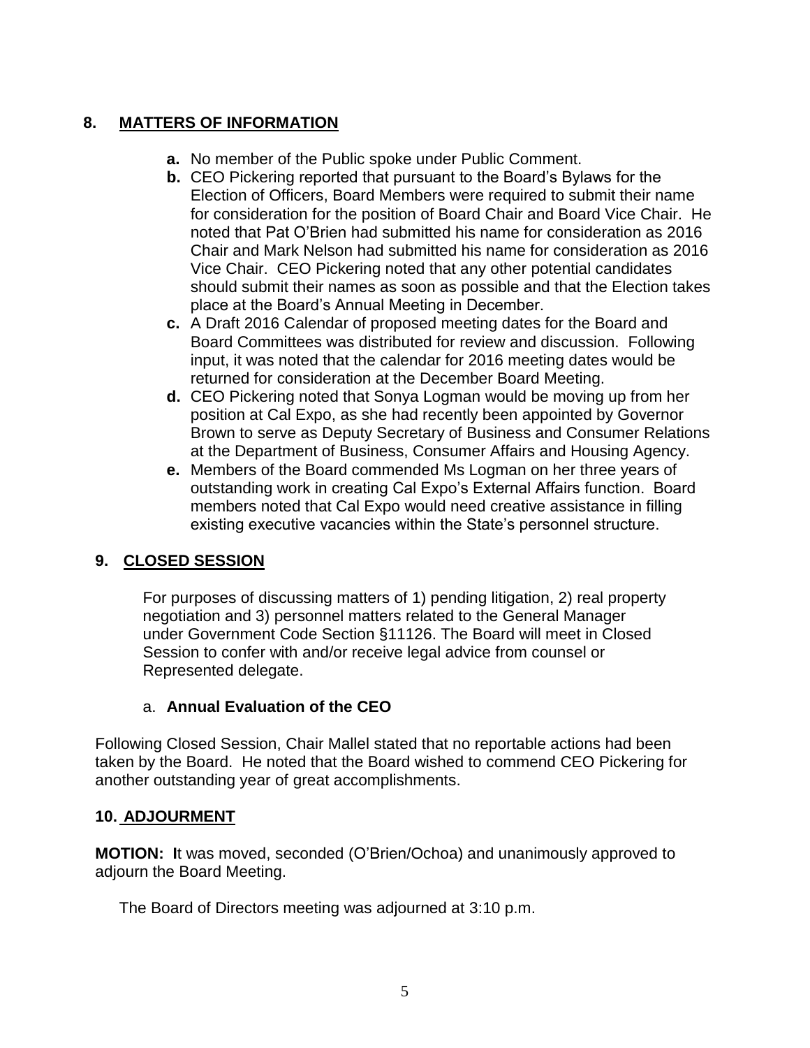## 8. MATTERS OF INFORMATION

- **a.** No member of the Public spoke under Public Comment.
- **b.** CEO Pickering reported that pursuant to the Board's Bylaws for the Election of Officers, Board Members were required to submit their name for consideration for the position of Board Chair and Board Vice Chair. He noted that Pat O'Brien had submitted his name for consideration as 2016 Chair and Mark Nelson had submitted his name for consideration as 2016 Vice Chair. CEO Pickering noted that any other potential candidates should submit their names as soon as possible and that the Election takes place at the Board's Annual Meeting in December.
- **c.** A Draft 2016 Calendar of proposed meeting dates for the Board and Board Committees was distributed for review and discussion. Following input, it was noted that the calendar for 2016 meeting dates would be returned for consideration at the December Board Meeting.
- **d.** CEO Pickering noted that Sonya Logman would be moving up from her position at Cal Expo, as she had recently been appointed by Governor Brown to serve as Deputy Secretary of Business and Consumer Relations at the Department of Business, Consumer Affairs and Housing Agency.
- **e.** Members of the Board commended Ms Logman on her three years of outstanding work in creating Cal Expo's External Affairs function. Board members noted that Cal Expo would need creative assistance in filling existing executive vacancies within the State's personnel structure.

## 9. CLOSED SESSION

For purposes of discussing matters of 1) pending litigation, 2) real property negotiation and 3) personnel matters related to the General Manager under Government Code Section §11126. The Board will meet in Closed Session to confer with and/or receive legal advice from counsel or Represented delegate.

a. **Annual Evaluation of the CEO**

Following Closed Session, Chair Mallel stated that no reportable actions had been taken by the Board. He noted that the Board wished to commend CEO Pickering for another outstanding year of great accomplishments.

## 10. ADJOURMENT

**MOTION: I**t was moved, seconded (O'Brien/Ochoa) and unanimously approved to adjourn the Board Meeting.

The Board of Directors meeting was adjourned at 3:10 p.m.